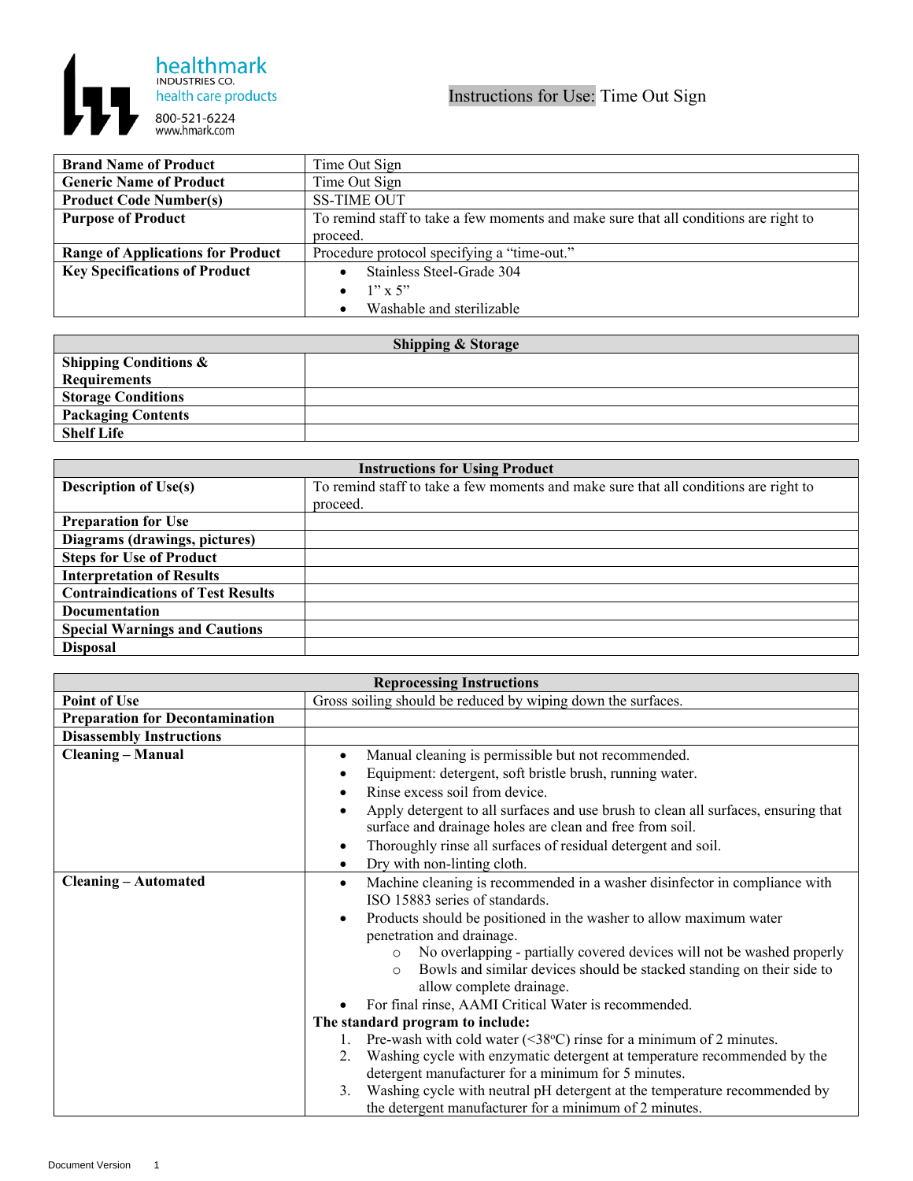healthmark
INDUSTRIES CO.
health care products
800-521-6224
www.hmark.com

# Instructions for Use: Time Out Sign

| | |
|---|---|
| **Brand Name of Product** | Time Out Sign |
| **Generic Name of Product** | Time Out Sign |
| **Product Code Number(s)** | SS-TIME OUT |
| **Purpose of Product** | To remind staff to take a few moments and make sure that all conditions are right to proceed. |
| **Range of Applications for Product** | Procedure protocol specifying a "time-out." |
| **Key Specifications of Product** | • Stainless Steel-Grade 304<br>• 1" x 5"<br>• Washable and sterilizable |

| **Shipping & Storage** | |
|---|---|
| **Shipping Conditions & Requirements** | |
| **Storage Conditions** | |
| **Packaging Contents** | |
| **Shelf Life** | |

| **Instructions for Using Product** | |
|---|---|
| **Description of Use(s)** | To remind staff to take a few moments and make sure that all conditions are right to proceed. |
| **Preparation for Use** | |
| **Diagrams (drawings, pictures)** | |
| **Steps for Use of Product** | |
| **Interpretation of Results** | |
| **Contraindications of Test Results** | |
| **Documentation** | |
| **Special Warnings and Cautions** | |
| **Disposal** | |

| **Reprocessing Instructions** | |
|---|---|
| **Point of Use** | Gross soiling should be reduced by wiping down the surfaces. |
| **Preparation for Decontamination** | |
| **Disassembly Instructions** | |
| **Cleaning – Manual** | • Manual cleaning is permissible but not recommended.<br>• Equipment: detergent, soft bristle brush, running water.<br>• Rinse excess soil from device.<br>• Apply detergent to all surfaces and use brush to clean all surfaces, ensuring that surface and drainage holes are clean and free from soil.<br>• Thoroughly rinse all surfaces of residual detergent and soil.<br>• Dry with non-linting cloth. |
| **Cleaning – Automated** | • Machine cleaning is recommended in a washer disinfector in compliance with ISO 15883 series of standards.<br>• Products should be positioned in the washer to allow maximum water penetration and drainage.<br>  ○ No overlapping - partially covered devices will not be washed properly<br>  ○ Bowls and similar devices should be stacked standing on their side to allow complete drainage.<br>• For final rinse, AAMI Critical Water is recommended.<br>**The standard program to include:**<br>1. Pre-wash with cold water (<38ºC) rinse for a minimum of 2 minutes.<br>2. Washing cycle with enzymatic detergent at temperature recommended by the detergent manufacturer for a minimum for 5 minutes.<br>3. Washing cycle with neutral pH detergent at the temperature recommended by the detergent manufacturer for a minimum of 2 minutes. |

Document Version 1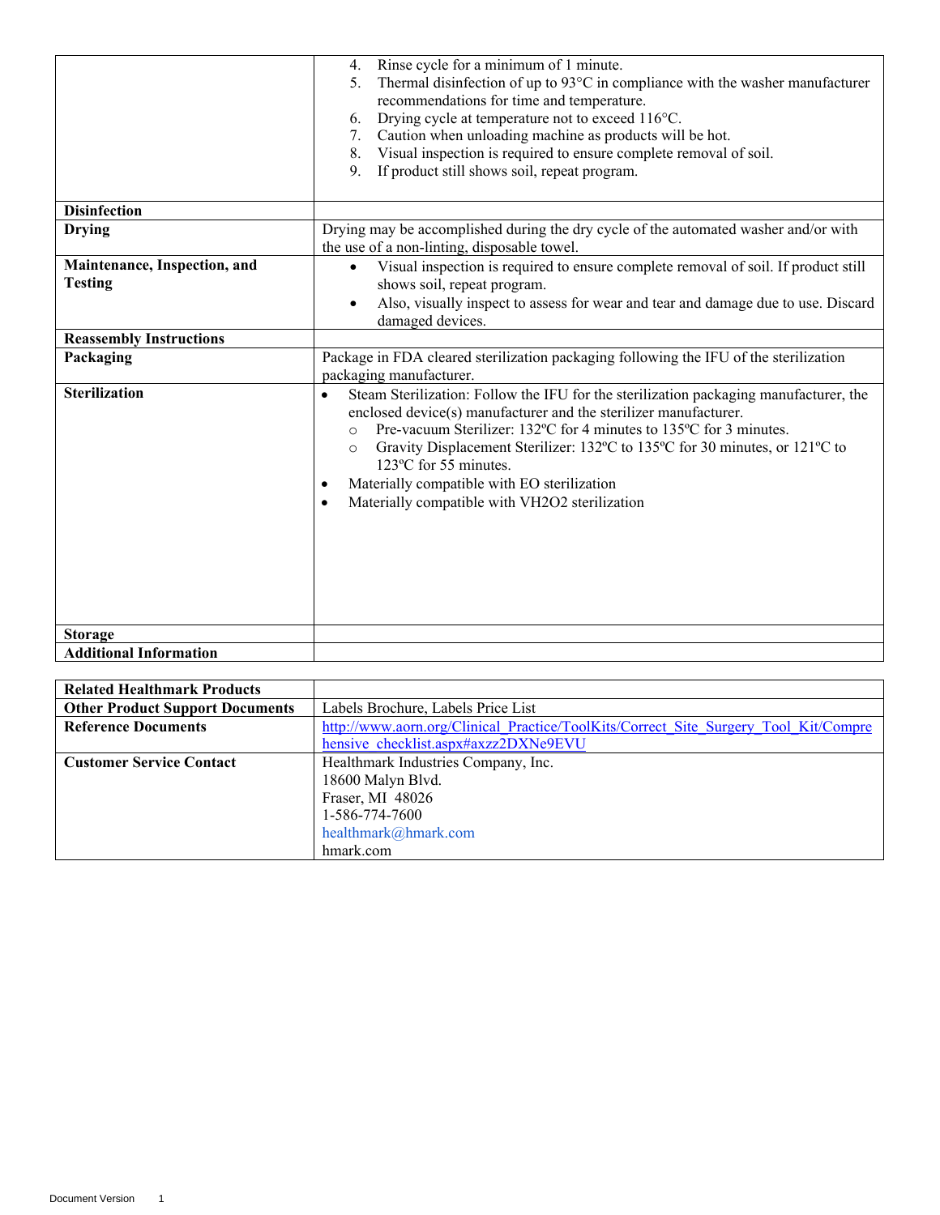| | |
|---|---|
| | 4. Rinse cycle for a minimum of 1 minute.<br>5. Thermal disinfection of up to 93°C in compliance with the washer manufacturer recommendations for time and temperature.<br>6. Drying cycle at temperature not to exceed 116°C.<br>7. Caution when unloading machine as products will be hot.<br>8. Visual inspection is required to ensure complete removal of soil.<br>9. If product still shows soil, repeat program. |
| **Disinfection** | |
| **Drying** | Drying may be accomplished during the dry cycle of the automated washer and/or with the use of a non-linting, disposable towel. |
| **Maintenance, Inspection, and Testing** | • Visual inspection is required to ensure complete removal of soil. If product still shows soil, repeat program.<br>• Also, visually inspect to assess for wear and tear and damage due to use. Discard damaged devices. |
| **Reassembly Instructions** | |
| **Packaging** | Package in FDA cleared sterilization packaging following the IFU of the sterilization packaging manufacturer. |
| **Sterilization** | • Steam Sterilization: Follow the IFU for the sterilization packaging manufacturer, the enclosed device(s) manufacturer and the sterilizer manufacturer.<br>&nbsp;&nbsp;&nbsp;&nbsp;○ Pre-vacuum Sterilizer: 132ºC for 4 minutes to 135ºC for 3 minutes.<br>&nbsp;&nbsp;&nbsp;&nbsp;○ Gravity Displacement Sterilizer: 132ºC to 135ºC for 30 minutes, or 121ºC to 123ºC for 55 minutes.<br>• Materially compatible with EO sterilization<br>• Materially compatible with VH2O2 sterilization |
| **Storage** | |
| **Additional Information** | |

| | |
|---|---|
| **Related Healthmark Products** | |
| **Other Product Support Documents** | Labels Brochure, Labels Price List |
| **Reference Documents** | http://www.aorn.org/Clinical_Practice/ToolKits/Correct_Site_Surgery_Tool_Kit/Comprehensive_checklist.aspx#axzz2DXNe9EVU |
| **Customer Service Contact** | Healthmark Industries Company, Inc.<br>18600 Malyn Blvd.<br>Fraser, MI 48026<br>1-586-774-7600<br>healthmark@hmark.com<br>hmark.com |

Document Version 1